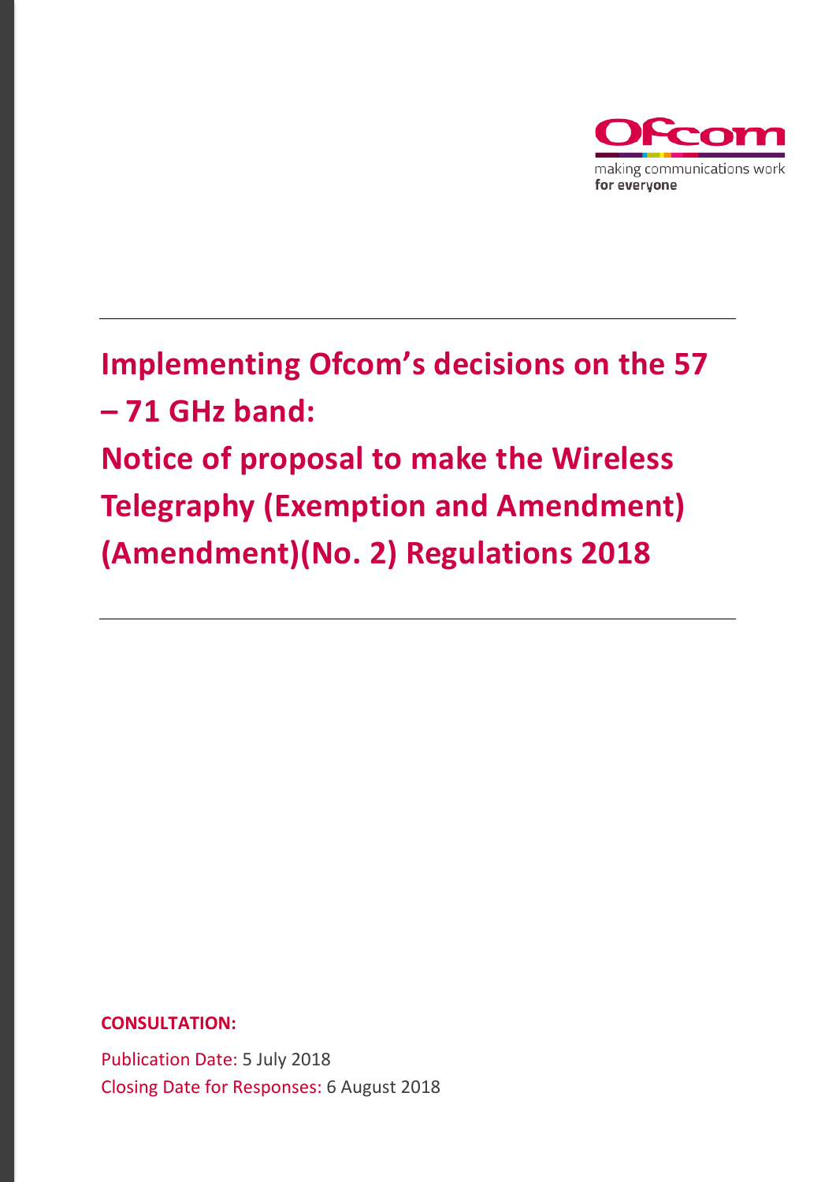# Implementing Ofcom's decisions on the 57 – 71 GHz band:

# Notice of proposal to make the Wireless Telegraphy (Exemption and Amendment) (Amendment)(No. 2) Regulations 2018

**CONSULTATION:**

Publication Date: 5 July 2018

Closing Date for Responses: 6 August 2018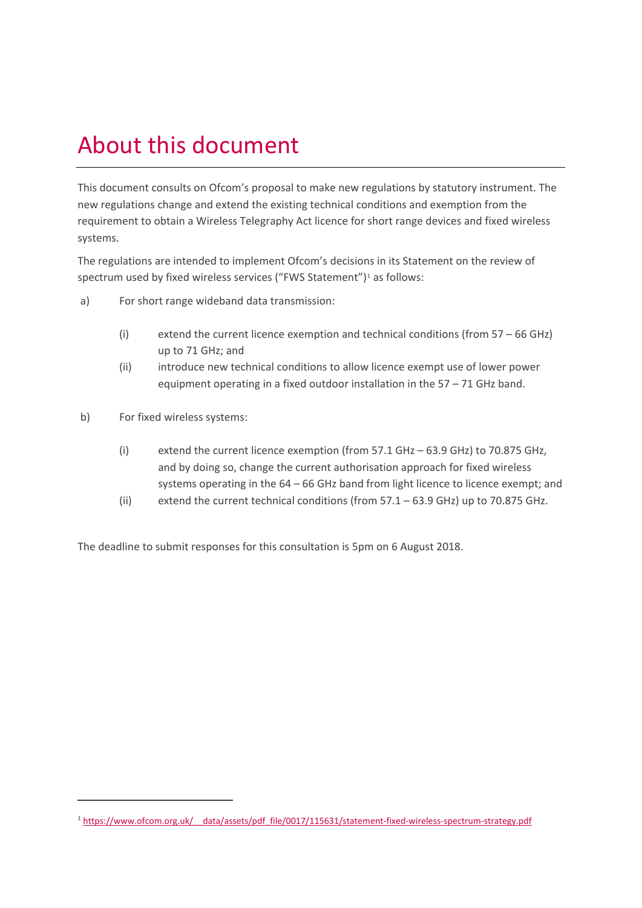# About this document

This document consults on Ofcom's proposal to make new regulations by statutory instrument. The new regulations change and extend the existing technical conditions and exemption from the requirement to obtain a Wireless Telegraphy Act licence for short range devices and fixed wireless systems.

The regulations are intended to implement Ofcom's decisions in its Statement on the review of spectrum used by fixed wireless services ("FWS Statement")[1] as follows:

a) For short range wideband data transmission:

   (i) extend the current licence exemption and technical conditions (from 57 – 66 GHz) up to 71 GHz; and

   (ii) introduce new technical conditions to allow licence exempt use of lower power equipment operating in a fixed outdoor installation in the 57 – 71 GHz band.

b) For fixed wireless systems:

   (i) extend the current licence exemption (from 57.1 GHz – 63.9 GHz) to 70.875 GHz, and by doing so, change the current authorisation approach for fixed wireless systems operating in the 64 – 66 GHz band from light licence to licence exempt; and

   (ii) extend the current technical conditions (from 57.1 – 63.9 GHz) up to 70.875 GHz.

The deadline to submit responses for this consultation is 5pm on 6 August 2018.

[1] https://www.ofcom.org.uk/__data/assets/pdf_file/0017/115631/statement-fixed-wireless-spectrum-strategy.pdf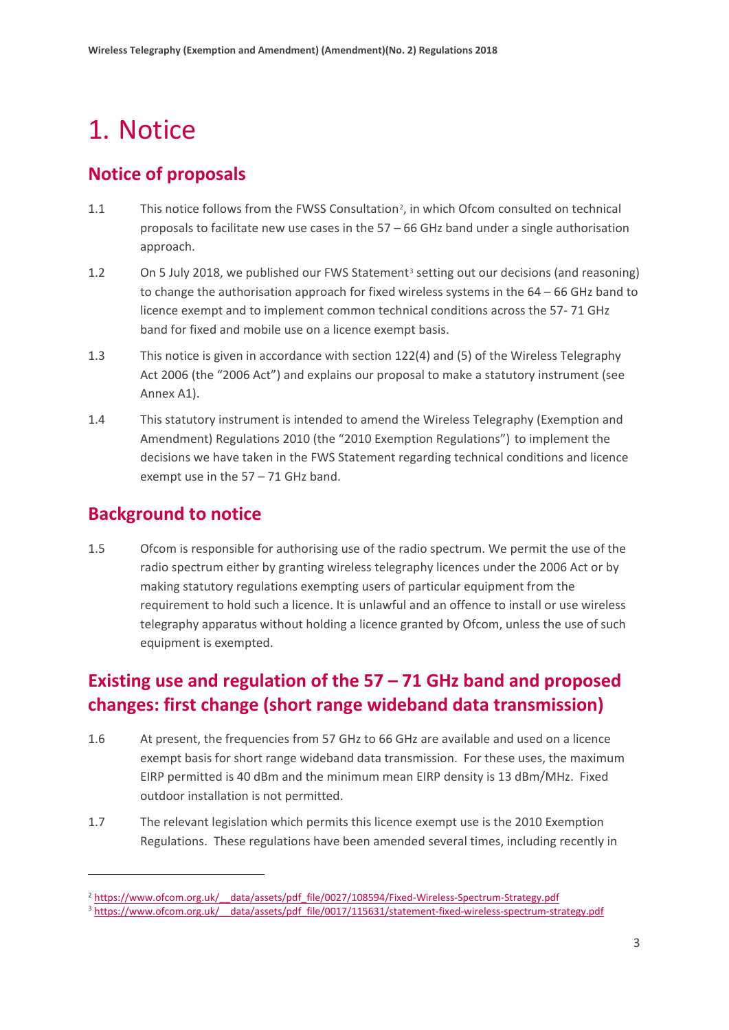# 1. Notice

## Notice of proposals

1.1 This notice follows from the FWSS Consultation[2], in which Ofcom consulted on technical proposals to facilitate new use cases in the 57 – 66 GHz band under a single authorisation approach.

1.2 On 5 July 2018, we published our FWS Statement[3] setting out our decisions (and reasoning) to change the authorisation approach for fixed wireless systems in the 64 – 66 GHz band to licence exempt and to implement common technical conditions across the 57- 71 GHz band for fixed and mobile use on a licence exempt basis.

1.3 This notice is given in accordance with section 122(4) and (5) of the Wireless Telegraphy Act 2006 (the "2006 Act") and explains our proposal to make a statutory instrument (see Annex A1).

1.4 This statutory instrument is intended to amend the Wireless Telegraphy (Exemption and Amendment) Regulations 2010 (the "2010 Exemption Regulations") to implement the decisions we have taken in the FWS Statement regarding technical conditions and licence exempt use in the 57 – 71 GHz band.

## Background to notice

1.5 Ofcom is responsible for authorising use of the radio spectrum. We permit the use of the radio spectrum either by granting wireless telegraphy licences under the 2006 Act or by making statutory regulations exempting users of particular equipment from the requirement to hold such a licence. It is unlawful and an offence to install or use wireless telegraphy apparatus without holding a licence granted by Ofcom, unless the use of such equipment is exempted.

## Existing use and regulation of the 57 – 71 GHz band and proposed changes: first change (short range wideband data transmission)

1.6 At present, the frequencies from 57 GHz to 66 GHz are available and used on a licence exempt basis for short range wideband data transmission. For these uses, the maximum EIRP permitted is 40 dBm and the minimum mean EIRP density is 13 dBm/MHz. Fixed outdoor installation is not permitted.

1.7 The relevant legislation which permits this licence exempt use is the 2010 Exemption Regulations. These regulations have been amended several times, including recently in

[2] https://www.ofcom.org.uk/__data/assets/pdf_file/0027/108594/Fixed-Wireless-Spectrum-Strategy.pdf

[3] https://www.ofcom.org.uk/__data/assets/pdf_file/0017/115631/statement-fixed-wireless-spectrum-strategy.pdf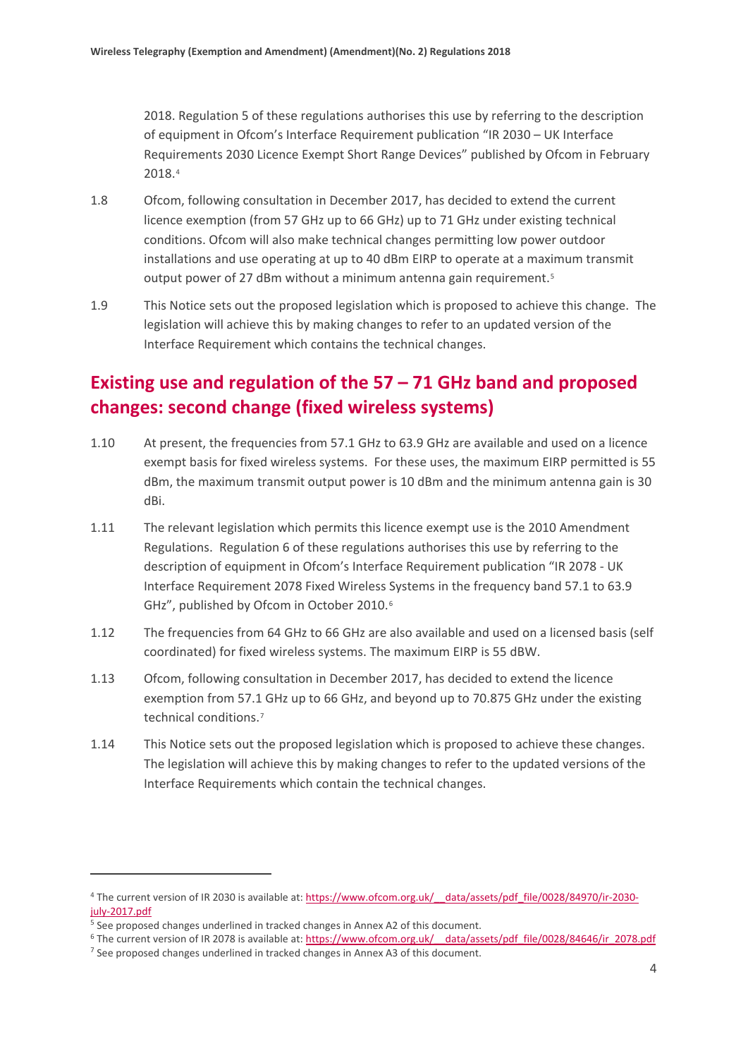2018. Regulation 5 of these regulations authorises this use by referring to the description of equipment in Ofcom's Interface Requirement publication "IR 2030 – UK Interface Requirements 2030 Licence Exempt Short Range Devices" published by Ofcom in February 2018.[4]

1.8 Ofcom, following consultation in December 2017, has decided to extend the current licence exemption (from 57 GHz up to 66 GHz) up to 71 GHz under existing technical conditions. Ofcom will also make technical changes permitting low power outdoor installations and use operating at up to 40 dBm EIRP to operate at a maximum transmit output power of 27 dBm without a minimum antenna gain requirement.[5]

1.9 This Notice sets out the proposed legislation which is proposed to achieve this change. The legislation will achieve this by making changes to refer to an updated version of the Interface Requirement which contains the technical changes.

## Existing use and regulation of the 57 – 71 GHz band and proposed changes: second change (fixed wireless systems)

1.10 At present, the frequencies from 57.1 GHz to 63.9 GHz are available and used on a licence exempt basis for fixed wireless systems. For these uses, the maximum EIRP permitted is 55 dBm, the maximum transmit output power is 10 dBm and the minimum antenna gain is 30 dBi.

1.11 The relevant legislation which permits this licence exempt use is the 2010 Amendment Regulations. Regulation 6 of these regulations authorises this use by referring to the description of equipment in Ofcom's Interface Requirement publication "IR 2078 - UK Interface Requirement 2078 Fixed Wireless Systems in the frequency band 57.1 to 63.9 GHz", published by Ofcom in October 2010.[6]

1.12 The frequencies from 64 GHz to 66 GHz are also available and used on a licensed basis (self coordinated) for fixed wireless systems. The maximum EIRP is 55 dBW.

1.13 Ofcom, following consultation in December 2017, has decided to extend the licence exemption from 57.1 GHz up to 66 GHz, and beyond up to 70.875 GHz under the existing technical conditions.[7]

1.14 This Notice sets out the proposed legislation which is proposed to achieve these changes. The legislation will achieve this by making changes to refer to the updated versions of the Interface Requirements which contain the technical changes.

---

[4] The current version of IR 2030 is available at: https://www.ofcom.org.uk/__data/assets/pdf_file/0028/84970/ir-2030-july-2017.pdf

[5] See proposed changes underlined in tracked changes in Annex A2 of this document.

[6] The current version of IR 2078 is available at: https://www.ofcom.org.uk/__data/assets/pdf_file/0028/84646/ir_2078.pdf

[7] See proposed changes underlined in tracked changes in Annex A3 of this document.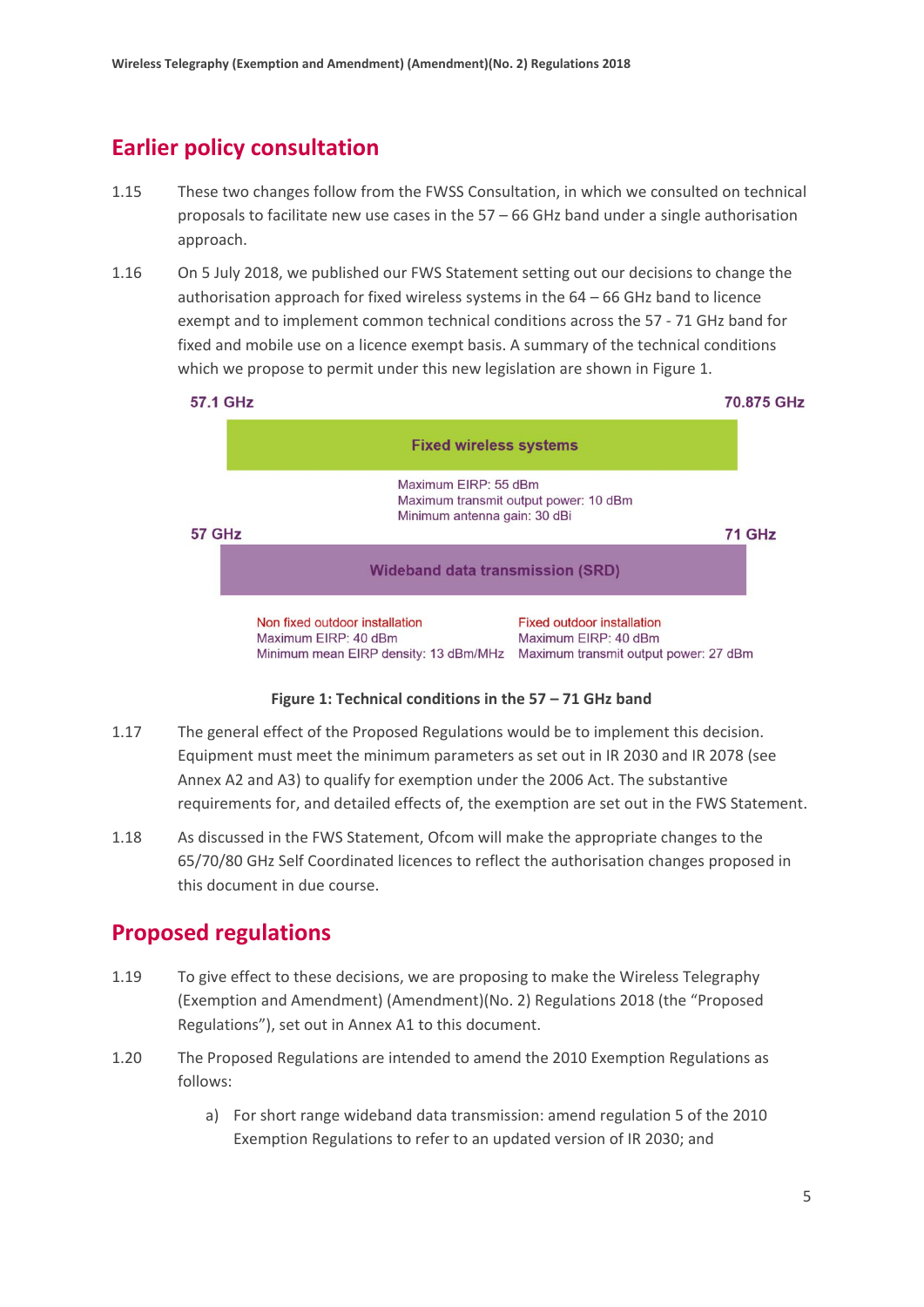## Earlier policy consultation

1.15 These two changes follow from the FWSS Consultation, in which we consulted on technical proposals to facilitate new use cases in the 57 – 66 GHz band under a single authorisation approach.

1.16 On 5 July 2018, we published our FWS Statement setting out our decisions to change the authorisation approach for fixed wireless systems in the 64 – 66 GHz band to licence exempt and to implement common technical conditions across the 57 - 71 GHz band for fixed and mobile use on a licence exempt basis. A summary of the technical conditions which we propose to permit under this new legislation are shown in Figure 1.

57.1 GHz — 70.875 GHz

**Fixed wireless systems**

Maximum EIRP: 55 dBm
Maximum transmit output power: 10 dBm
Minimum antenna gain: 30 dBi

57 GHz — 71 GHz

**Wideband data transmission (SRD)**

Non fixed outdoor installation
Maximum EIRP: 40 dBm
Minimum mean EIRP density: 13 dBm/MHz

Fixed outdoor installation
Maximum EIRP: 40 dBm
Maximum transmit output power: 27 dBm

**Figure 1: Technical conditions in the 57 – 71 GHz band**

1.17 The general effect of the Proposed Regulations would be to implement this decision. Equipment must meet the minimum parameters as set out in IR 2030 and IR 2078 (see Annex A2 and A3) to qualify for exemption under the 2006 Act. The substantive requirements for, and detailed effects of, the exemption are set out in the FWS Statement.

1.18 As discussed in the FWS Statement, Ofcom will make the appropriate changes to the 65/70/80 GHz Self Coordinated licences to reflect the authorisation changes proposed in this document in due course.

## Proposed regulations

1.19 To give effect to these decisions, we are proposing to make the Wireless Telegraphy (Exemption and Amendment) (Amendment)(No. 2) Regulations 2018 (the "Proposed Regulations"), set out in Annex A1 to this document.

1.20 The Proposed Regulations are intended to amend the 2010 Exemption Regulations as follows:

a) For short range wideband data transmission: amend regulation 5 of the 2010 Exemption Regulations to refer to an updated version of IR 2030; and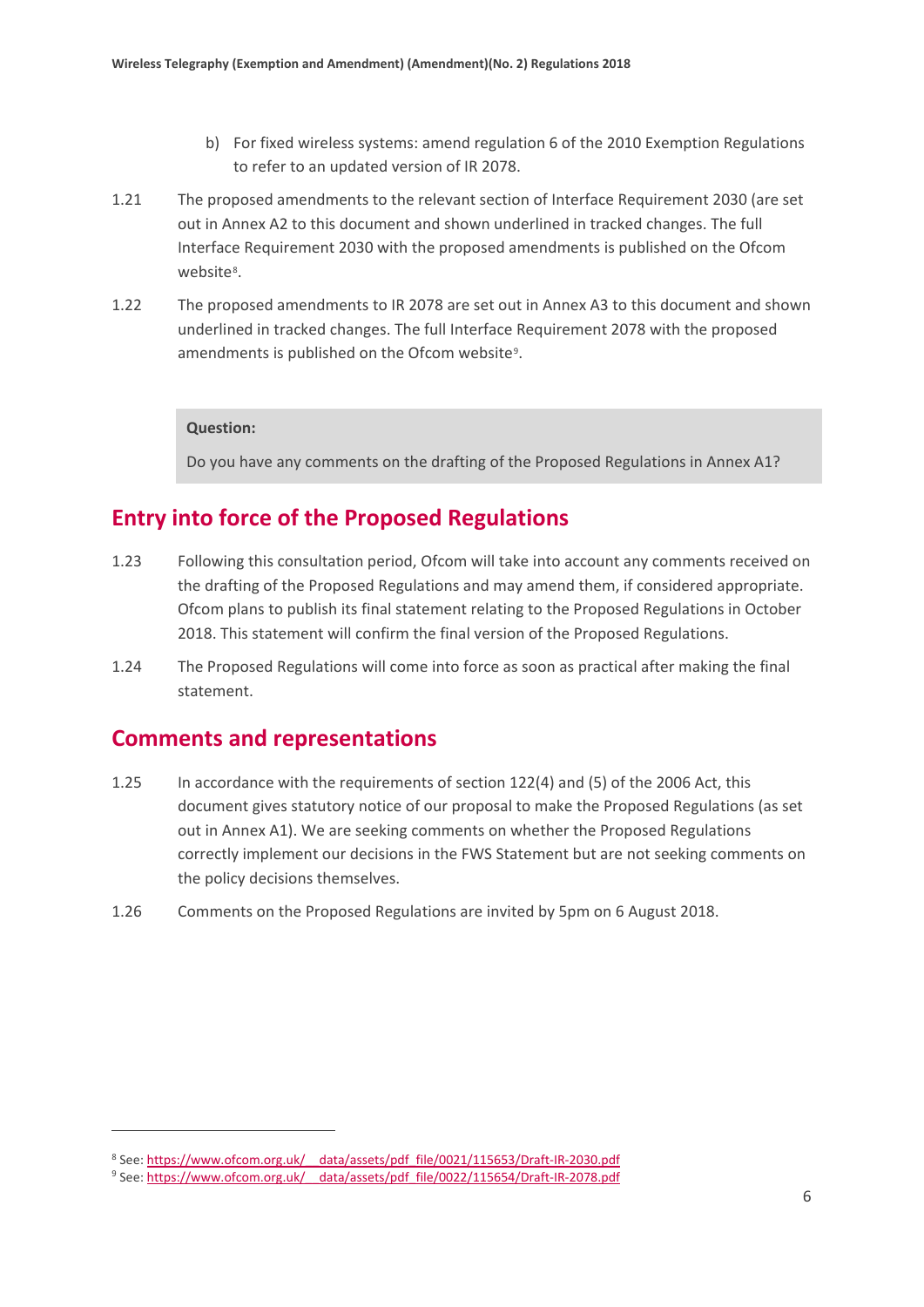b) For fixed wireless systems: amend regulation 6 of the 2010 Exemption Regulations to refer to an updated version of IR 2078.

1.21 The proposed amendments to the relevant section of Interface Requirement 2030 (are set out in Annex A2 to this document and shown underlined in tracked changes. The full Interface Requirement 2030 with the proposed amendments is published on the Ofcom website[8].

1.22 The proposed amendments to IR 2078 are set out in Annex A3 to this document and shown underlined in tracked changes. The full Interface Requirement 2078 with the proposed amendments is published on the Ofcom website[9].

**Question:**

Do you have any comments on the drafting of the Proposed Regulations in Annex A1?

## Entry into force of the Proposed Regulations

1.23 Following this consultation period, Ofcom will take into account any comments received on the drafting of the Proposed Regulations and may amend them, if considered appropriate. Ofcom plans to publish its final statement relating to the Proposed Regulations in October 2018. This statement will confirm the final version of the Proposed Regulations.

1.24 The Proposed Regulations will come into force as soon as practical after making the final statement.

## Comments and representations

1.25 In accordance with the requirements of section 122(4) and (5) of the 2006 Act, this document gives statutory notice of our proposal to make the Proposed Regulations (as set out in Annex A1). We are seeking comments on whether the Proposed Regulations correctly implement our decisions in the FWS Statement but are not seeking comments on the policy decisions themselves.

1.26 Comments on the Proposed Regulations are invited by 5pm on 6 August 2018.

[8] See: https://www.ofcom.org.uk/__data/assets/pdf_file/0021/115653/Draft-IR-2030.pdf

[9] See: https://www.ofcom.org.uk/__data/assets/pdf_file/0022/115654/Draft-IR-2078.pdf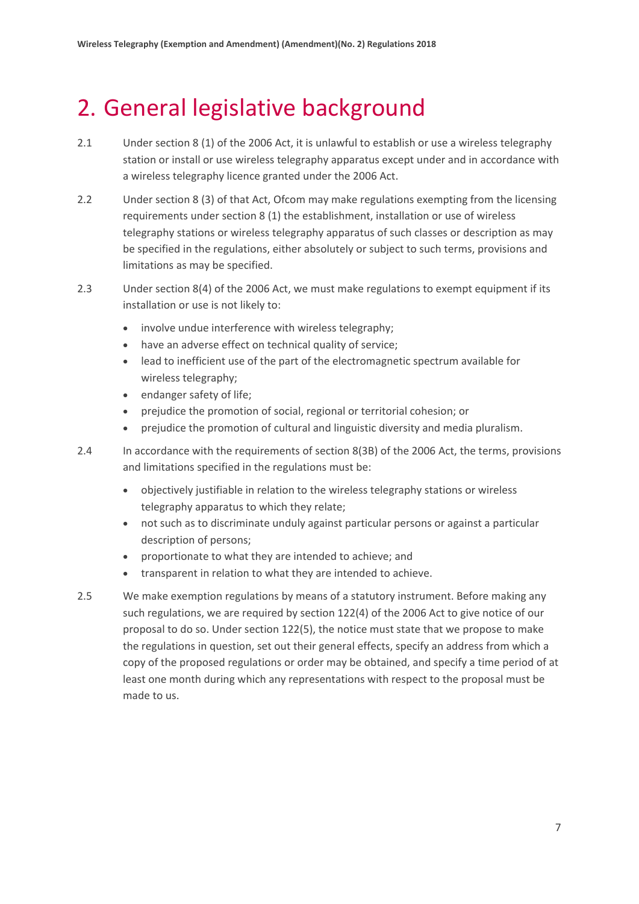# 2. General legislative background

2.1 Under section 8 (1) of the 2006 Act, it is unlawful to establish or use a wireless telegraphy station or install or use wireless telegraphy apparatus except under and in accordance with a wireless telegraphy licence granted under the 2006 Act.

2.2 Under section 8 (3) of that Act, Ofcom may make regulations exempting from the licensing requirements under section 8 (1) the establishment, installation or use of wireless telegraphy stations or wireless telegraphy apparatus of such classes or description as may be specified in the regulations, either absolutely or subject to such terms, provisions and limitations as may be specified.

2.3 Under section 8(4) of the 2006 Act, we must make regulations to exempt equipment if its installation or use is not likely to:

- involve undue interference with wireless telegraphy;
- have an adverse effect on technical quality of service;
- lead to inefficient use of the part of the electromagnetic spectrum available for wireless telegraphy;
- endanger safety of life;
- prejudice the promotion of social, regional or territorial cohesion; or
- prejudice the promotion of cultural and linguistic diversity and media pluralism.

2.4 In accordance with the requirements of section 8(3B) of the 2006 Act, the terms, provisions and limitations specified in the regulations must be:

- objectively justifiable in relation to the wireless telegraphy stations or wireless telegraphy apparatus to which they relate;
- not such as to discriminate unduly against particular persons or against a particular description of persons;
- proportionate to what they are intended to achieve; and
- transparent in relation to what they are intended to achieve.

2.5 We make exemption regulations by means of a statutory instrument. Before making any such regulations, we are required by section 122(4) of the 2006 Act to give notice of our proposal to do so. Under section 122(5), the notice must state that we propose to make the regulations in question, set out their general effects, specify an address from which a copy of the proposed regulations or order may be obtained, and specify a time period of at least one month during which any representations with respect to the proposal must be made to us.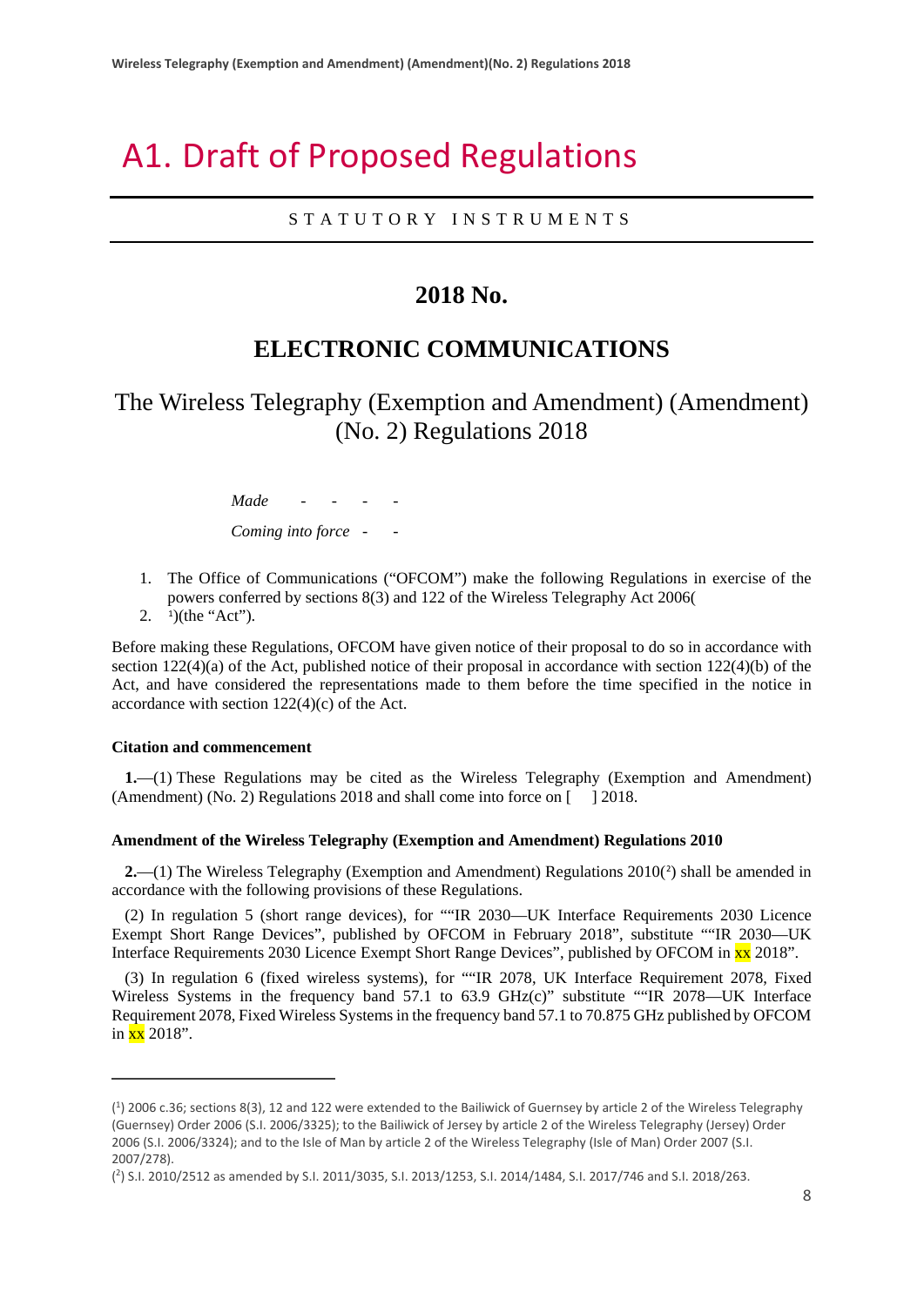# A1. Draft of Proposed Regulations

STATUTORY INSTRUMENTS

## 2018 No.

## ELECTRONIC COMMUNICATIONS

## The Wireless Telegraphy (Exemption and Amendment) (Amendment) (No. 2) Regulations 2018

*Made* - - - -

*Coming into force* - -

1. The Office of Communications ("OFCOM") make the following Regulations in exercise of the powers conferred by sections 8(3) and 122 of the Wireless Telegraphy Act 2006(
2. [1])(the "Act").

Before making these Regulations, OFCOM have given notice of their proposal to do so in accordance with section 122(4)(a) of the Act, published notice of their proposal in accordance with section 122(4)(b) of the Act, and have considered the representations made to them before the time specified in the notice in accordance with section 122(4)(c) of the Act.

**Citation and commencement**

**1.**—(1) These Regulations may be cited as the Wireless Telegraphy (Exemption and Amendment) (Amendment) (No. 2) Regulations 2018 and shall come into force on [ ] 2018.

**Amendment of the Wireless Telegraphy (Exemption and Amendment) Regulations 2010**

**2.**—(1) The Wireless Telegraphy (Exemption and Amendment) Regulations 2010([2]) shall be amended in accordance with the following provisions of these Regulations.

(2) In regulation 5 (short range devices), for ""IR 2030—UK Interface Requirements 2030 Licence Exempt Short Range Devices", published by OFCOM in February 2018", substitute ""IR 2030—UK Interface Requirements 2030 Licence Exempt Short Range Devices", published by OFCOM in xx 2018".

(3) In regulation 6 (fixed wireless systems), for ""IR 2078, UK Interface Requirement 2078, Fixed Wireless Systems in the frequency band 57.1 to 63.9 GHz(c)" substitute ""IR 2078—UK Interface Requirement 2078, Fixed Wireless Systems in the frequency band 57.1 to 70.875 GHz published by OFCOM in xx 2018".

---

([1]) 2006 c.36; sections 8(3), 12 and 122 were extended to the Bailiwick of Guernsey by article 2 of the Wireless Telegraphy (Guernsey) Order 2006 (S.I. 2006/3325); to the Bailiwick of Jersey by article 2 of the Wireless Telegraphy (Jersey) Order 2006 (S.I. 2006/3324); and to the Isle of Man by article 2 of the Wireless Telegraphy (Isle of Man) Order 2007 (S.I. 2007/278).

([2]) S.I. 2010/2512 as amended by S.I. 2011/3035, S.I. 2013/1253, S.I. 2014/1484, S.I. 2017/746 and S.I. 2018/263.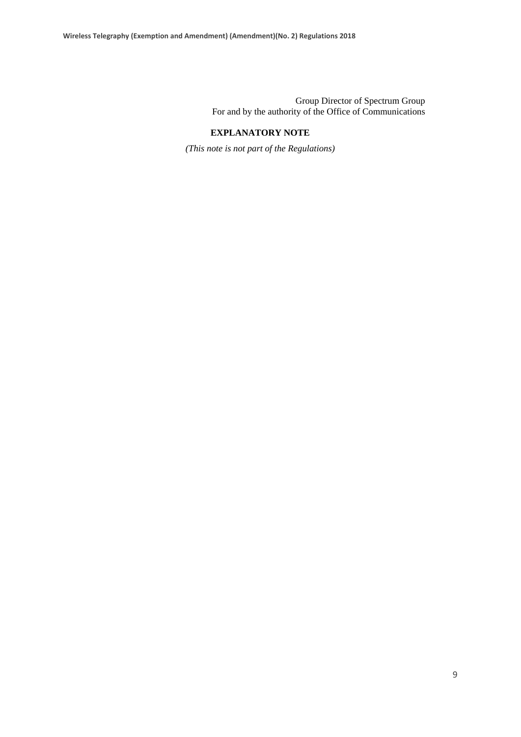Group Director of Spectrum Group
For and by the authority of the Office of Communications

**EXPLANATORY NOTE**

*(This note is not part of the Regulations)*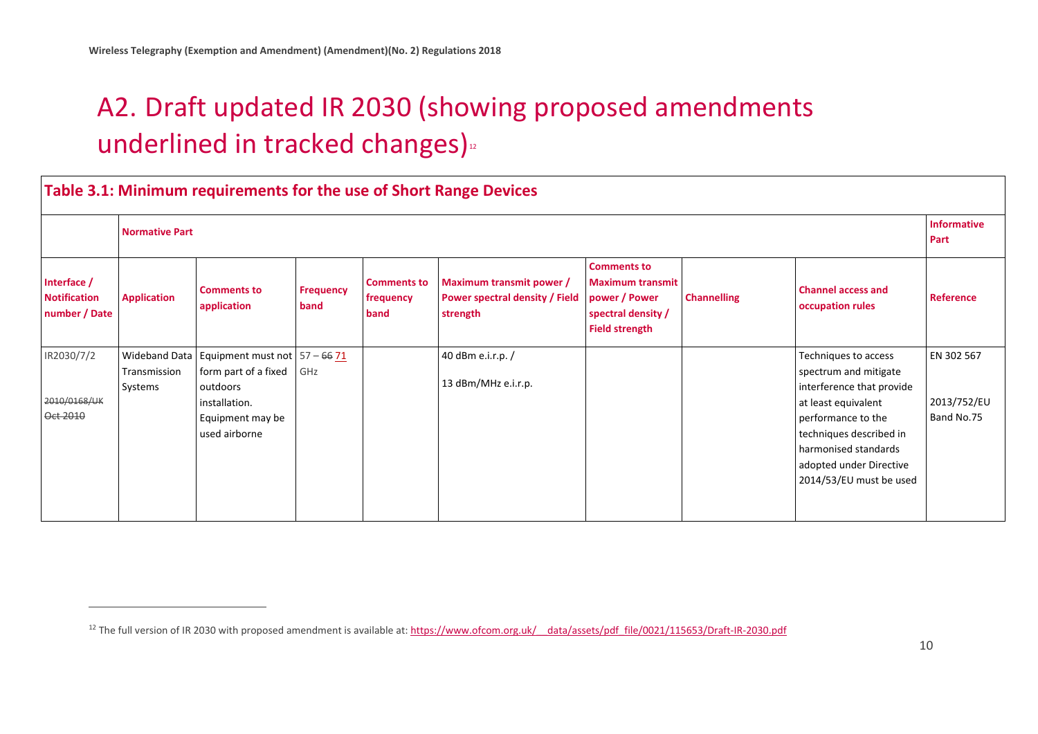# A2. Draft updated IR 2030 (showing proposed amendments underlined in tracked changes)[12]

| Table 3.1: Minimum requirements for the use of Short Range Devices | | | | | | | | | |
|---|---|---|---|---|---|---|---|---|---|
| | **Normative Part** | | | | | | | | **Informative Part** |
| **Interface / Notification number / Date** | **Application** | **Comments to application** | **Frequency band** | **Comments to frequency band** | **Maximum transmit power / Power spectral density / Field strength** | **Comments to Maximum transmit power / Power spectral density / Field strength** | **Channelling** | **Channel access and occupation rules** | **Reference** |
| IR2030/7/2<br><br>~~2010/0168/UK~~<br>~~Oct 2010~~ | Wideband Data Transmission Systems | Equipment must not form part of a fixed outdoors installation. Equipment may be used airborne | 57 – ~~66~~ <u>71</u> GHz | | 40 dBm e.i.r.p. /<br><br>13 dBm/MHz e.i.r.p. | | | Techniques to access spectrum and mitigate interference that provide at least equivalent performance to the techniques described in harmonised standards adopted under Directive 2014/53/EU must be used | EN 302 567<br><br>2013/752/EU Band No.75 |

[12] The full version of IR 2030 with proposed amendment is available at: https://www.ofcom.org.uk/__data/assets/pdf_file/0021/115653/Draft-IR-2030.pdf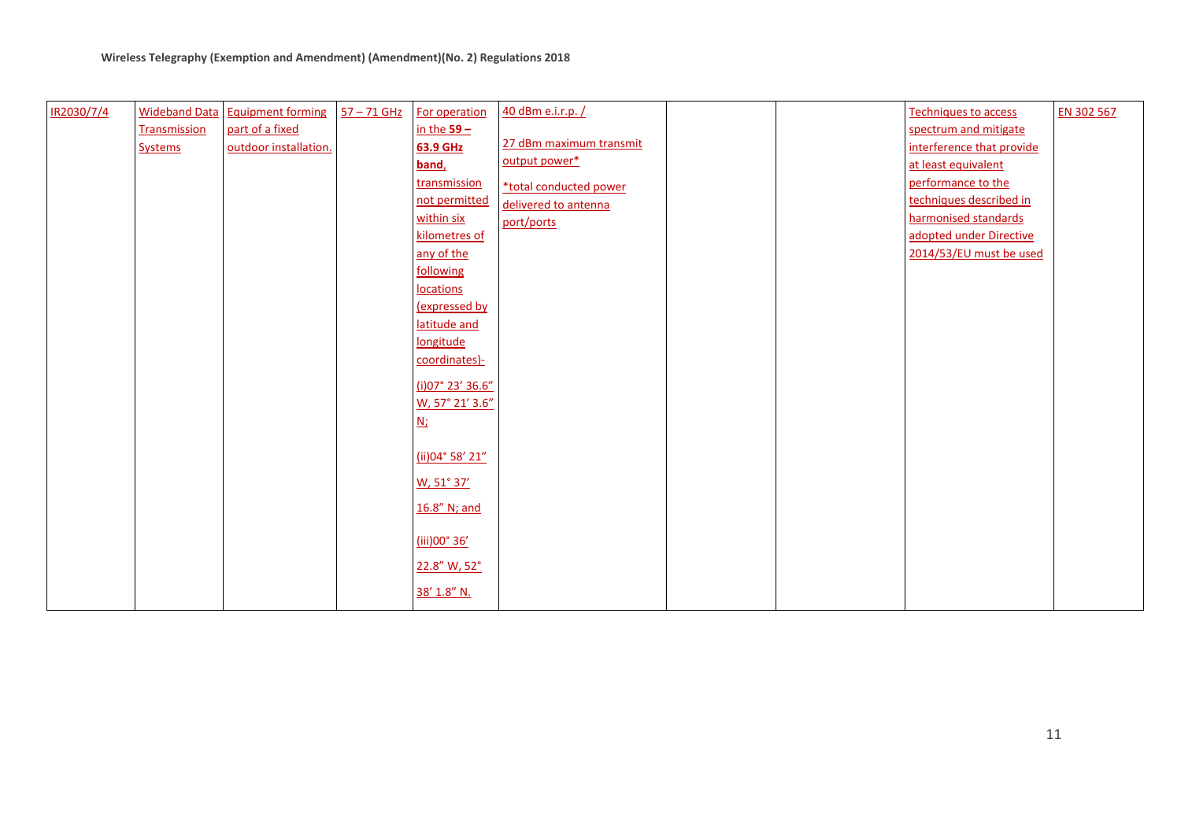| IR2030/7/4 | Wideband Data Transmission Systems | Equipment forming part of a fixed outdoor installation. | 57 – 71 GHz | For operation in the **59 – 63.9 GHz band**, transmission not permitted within six kilometres of any of the following locations (expressed by latitude and longitude coordinates)-<br><br>(i)07° 23′ 36.6″ W, 57° 21′ 3.6″ N;<br><br>(ii)04° 58′ 21″ W, 51° 37′ 16.8″ N; and<br><br>(iii)00° 36′ 22.8″ W, 52° 38′ 1.8″ N. | 40 dBm e.i.r.p. /<br><br>27 dBm maximum transmit output power*<br><br>*total conducted power delivered to antenna port/ports | | | Techniques to access spectrum and mitigate interference that provide at least equivalent performance to the techniques described in harmonised standards adopted under Directive 2014/53/EU must be used | EN 302 567 |
|---|---|---|---|---|---|---|---|---|---|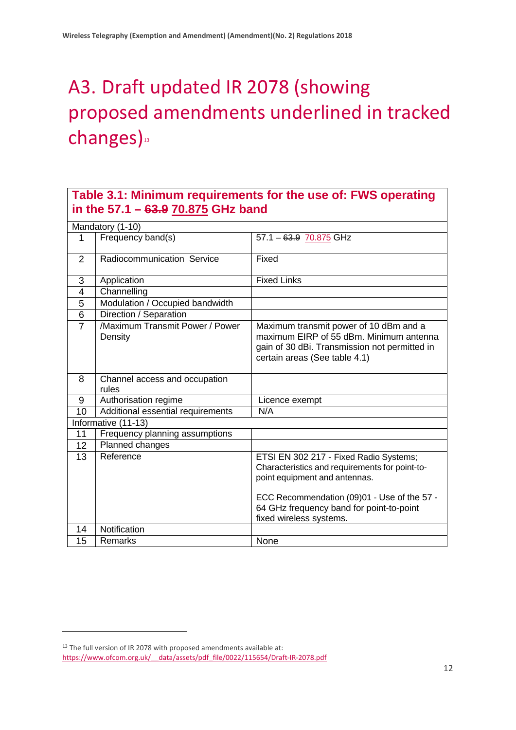# A3. Draft updated IR 2078 (showing proposed amendments underlined in tracked changes)[13]

| **Table 3.1: Minimum requirements for the use of: FWS operating in the 57.1 – ~~63.9~~ <u>70.875</u> GHz band** | | |
|---|---|---|
| Mandatory (1-10) | | |
| 1 | Frequency band(s) | 57.1 – ~~63.9~~ <u>70.875</u> GHz |
| 2 | Radiocommunication Service | Fixed |
| 3 | Application | Fixed Links |
| 4 | Channelling | |
| 5 | Modulation / Occupied bandwidth | |
| 6 | Direction / Separation | |
| 7 | /Maximum Transmit Power / Power Density | Maximum transmit power of 10 dBm and a maximum EIRP of 55 dBm. Minimum antenna gain of 30 dBi. Transmission not permitted in certain areas (See table 4.1) |
| 8 | Channel access and occupation rules | |
| 9 | Authorisation regime | Licence exempt |
| 10 | Additional essential requirements | N/A |
| Informative (11-13) | | |
| 11 | Frequency planning assumptions | |
| 12 | Planned changes | |
| 13 | Reference | ETSI EN 302 217 - Fixed Radio Systems; Characteristics and requirements for point-to-point equipment and antennas.<br><br>ECC Recommendation (09)01 - Use of the 57 - 64 GHz frequency band for point-to-point fixed wireless systems. |
| 14 | Notification | |
| 15 | Remarks | None |

[13] The full version of IR 2078 with proposed amendments available at: https://www.ofcom.org.uk/__data/assets/pdf_file/0022/115654/Draft-IR-2078.pdf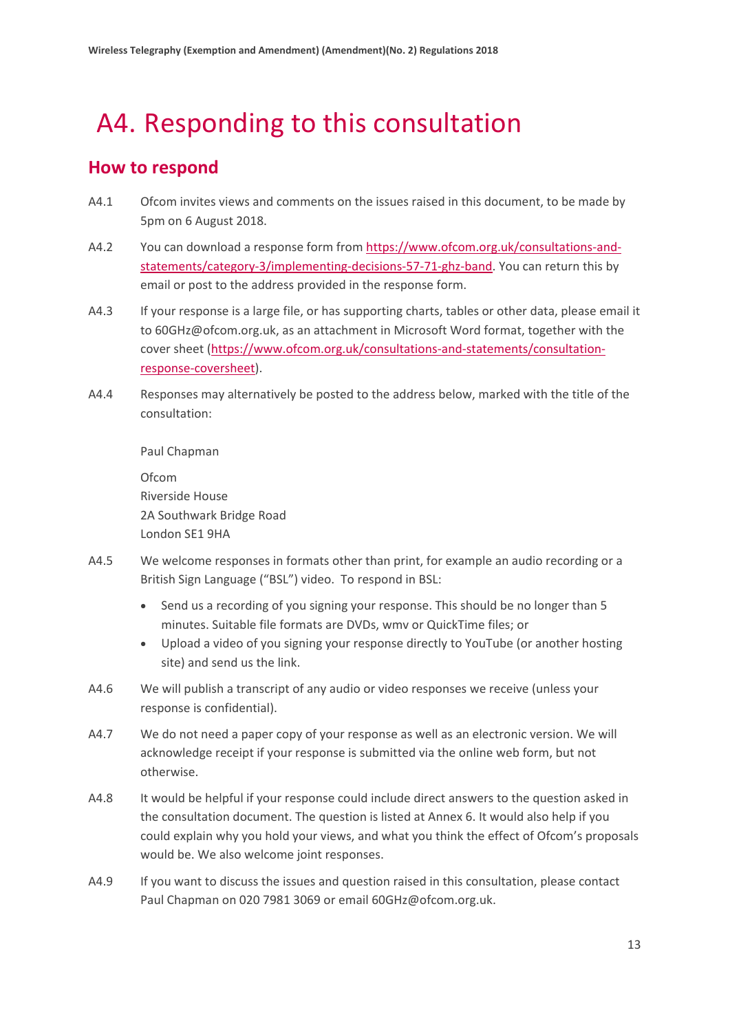# A4. Responding to this consultation

## How to respond

A4.1 Ofcom invites views and comments on the issues raised in this document, to be made by 5pm on 6 August 2018.

A4.2 You can download a response form from https://www.ofcom.org.uk/consultations-and-statements/category-3/implementing-decisions-57-71-ghz-band. You can return this by email or post to the address provided in the response form.

A4.3 If your response is a large file, or has supporting charts, tables or other data, please email it to 60GHz@ofcom.org.uk, as an attachment in Microsoft Word format, together with the cover sheet (https://www.ofcom.org.uk/consultations-and-statements/consultation-response-coversheet).

A4.4 Responses may alternatively be posted to the address below, marked with the title of the consultation:

Paul Chapman

Ofcom
Riverside House
2A Southwark Bridge Road
London SE1 9HA

A4.5 We welcome responses in formats other than print, for example an audio recording or a British Sign Language ("BSL") video. To respond in BSL:

- Send us a recording of you signing your response. This should be no longer than 5 minutes. Suitable file formats are DVDs, wmv or QuickTime files; or
- Upload a video of you signing your response directly to YouTube (or another hosting site) and send us the link.

A4.6 We will publish a transcript of any audio or video responses we receive (unless your response is confidential).

A4.7 We do not need a paper copy of your response as well as an electronic version. We will acknowledge receipt if your response is submitted via the online web form, but not otherwise.

A4.8 It would be helpful if your response could include direct answers to the question asked in the consultation document. The question is listed at Annex 6. It would also help if you could explain why you hold your views, and what you think the effect of Ofcom's proposals would be. We also welcome joint responses.

A4.9 If you want to discuss the issues and question raised in this consultation, please contact Paul Chapman on 020 7981 3069 or email 60GHz@ofcom.org.uk.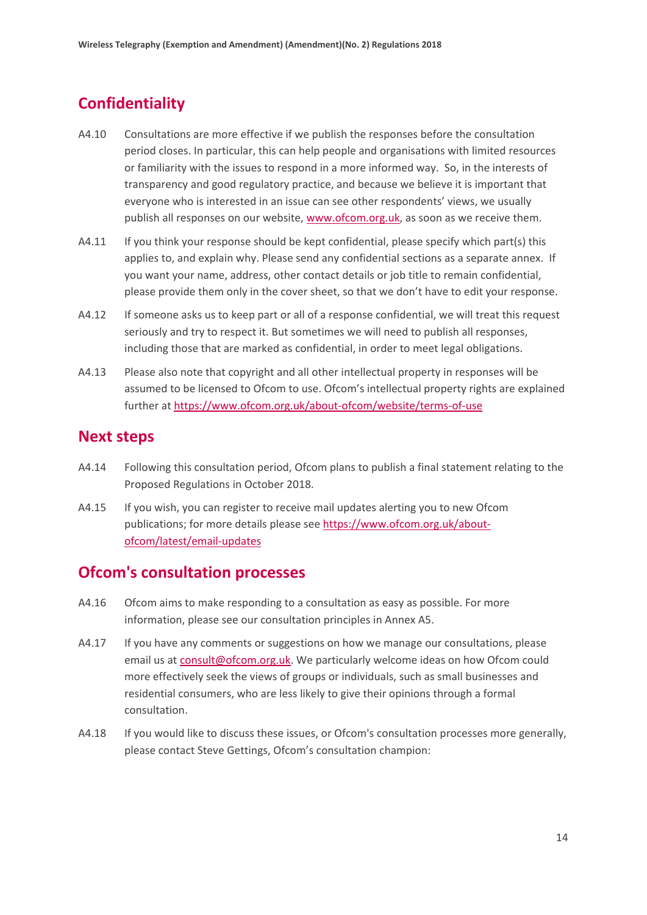## Confidentiality

A4.10 Consultations are more effective if we publish the responses before the consultation period closes. In particular, this can help people and organisations with limited resources or familiarity with the issues to respond in a more informed way. So, in the interests of transparency and good regulatory practice, and because we believe it is important that everyone who is interested in an issue can see other respondents' views, we usually publish all responses on our website, [www.ofcom.org.uk](www.ofcom.org.uk), as soon as we receive them.

A4.11 If you think your response should be kept confidential, please specify which part(s) this applies to, and explain why. Please send any confidential sections as a separate annex. If you want your name, address, other contact details or job title to remain confidential, please provide them only in the cover sheet, so that we don't have to edit your response.

A4.12 If someone asks us to keep part or all of a response confidential, we will treat this request seriously and try to respect it. But sometimes we will need to publish all responses, including those that are marked as confidential, in order to meet legal obligations.

A4.13 Please also note that copyright and all other intellectual property in responses will be assumed to be licensed to Ofcom to use. Ofcom's intellectual property rights are explained further at [https://www.ofcom.org.uk/about-ofcom/website/terms-of-use](https://www.ofcom.org.uk/about-ofcom/website/terms-of-use)

## Next steps

A4.14 Following this consultation period, Ofcom plans to publish a final statement relating to the Proposed Regulations in October 2018.

A4.15 If you wish, you can register to receive mail updates alerting you to new Ofcom publications; for more details please see [https://www.ofcom.org.uk/about-ofcom/latest/email-updates](https://www.ofcom.org.uk/about-ofcom/latest/email-updates)

## Ofcom's consultation processes

A4.16 Ofcom aims to make responding to a consultation as easy as possible. For more information, please see our consultation principles in Annex A5.

A4.17 If you have any comments or suggestions on how we manage our consultations, please email us at [consult@ofcom.org.uk](mailto:consult@ofcom.org.uk). We particularly welcome ideas on how Ofcom could more effectively seek the views of groups or individuals, such as small businesses and residential consumers, who are less likely to give their opinions through a formal consultation.

A4.18 If you would like to discuss these issues, or Ofcom's consultation processes more generally, please contact Steve Gettings, Ofcom's consultation champion: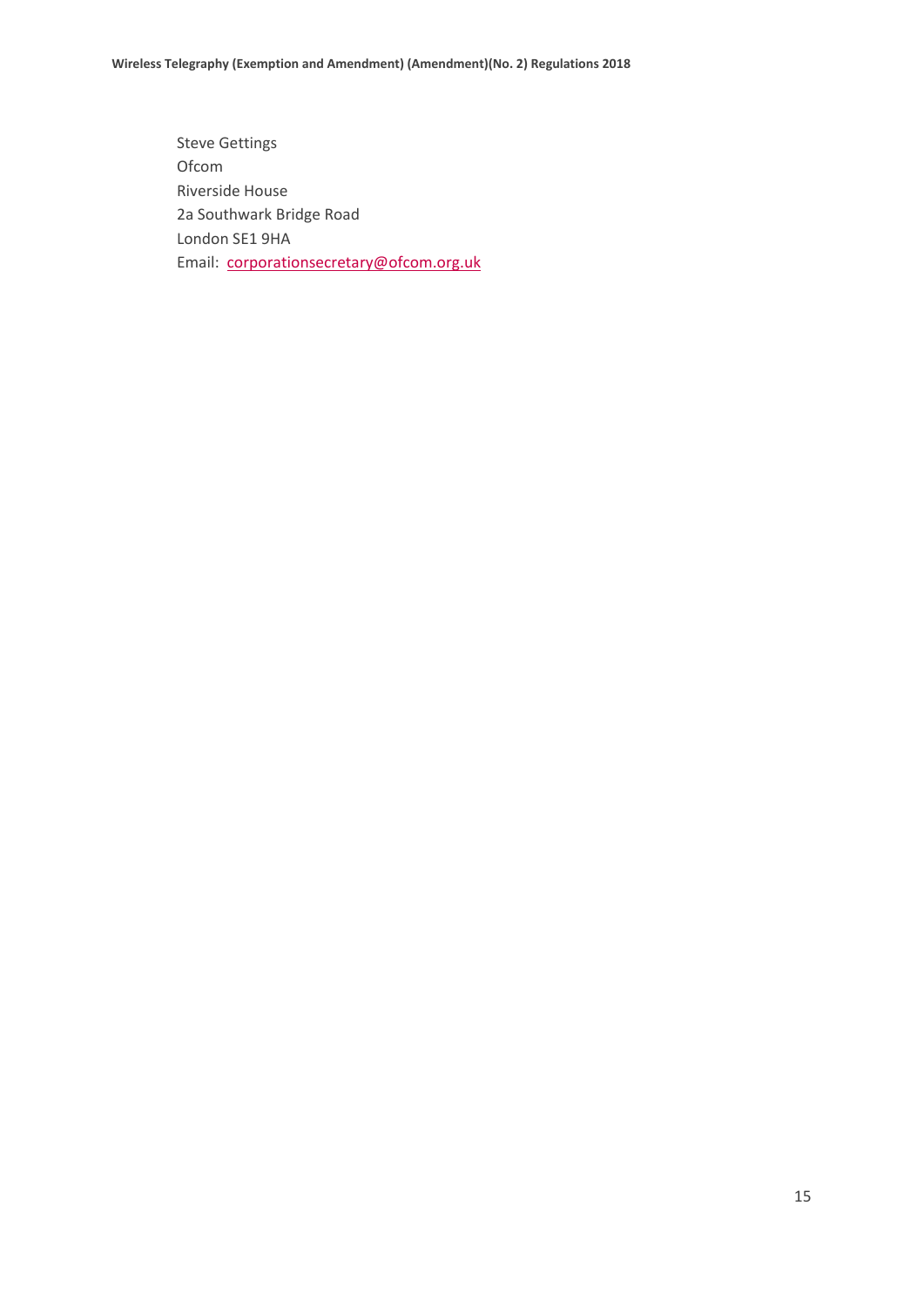Steve Gettings
Ofcom
Riverside House
2a Southwark Bridge Road
London SE1 9HA
Email: corporationsecretary@ofcom.org.uk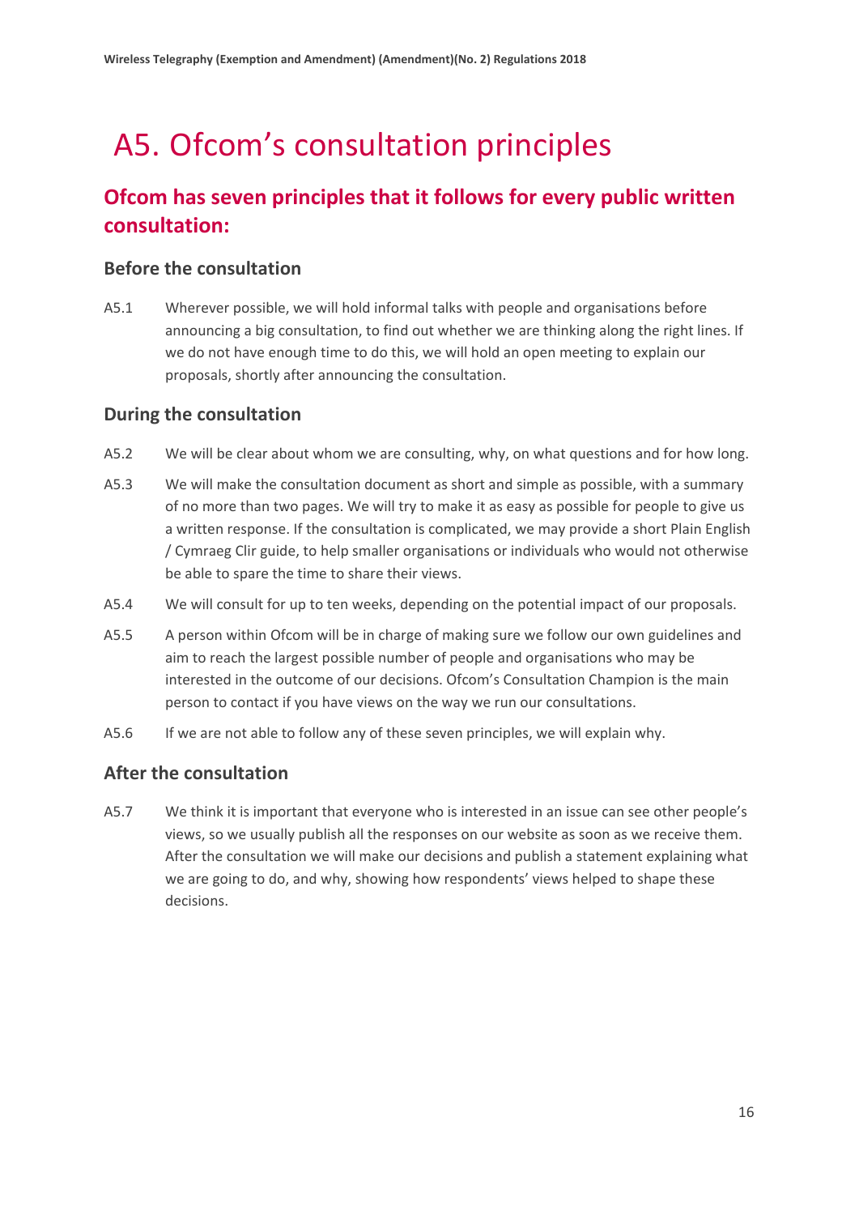# A5. Ofcom's consultation principles

## Ofcom has seven principles that it follows for every public written consultation:

### Before the consultation

A5.1 Wherever possible, we will hold informal talks with people and organisations before announcing a big consultation, to find out whether we are thinking along the right lines. If we do not have enough time to do this, we will hold an open meeting to explain our proposals, shortly after announcing the consultation.

### During the consultation

A5.2 We will be clear about whom we are consulting, why, on what questions and for how long.

A5.3 We will make the consultation document as short and simple as possible, with a summary of no more than two pages. We will try to make it as easy as possible for people to give us a written response. If the consultation is complicated, we may provide a short Plain English / Cymraeg Clir guide, to help smaller organisations or individuals who would not otherwise be able to spare the time to share their views.

A5.4 We will consult for up to ten weeks, depending on the potential impact of our proposals.

A5.5 A person within Ofcom will be in charge of making sure we follow our own guidelines and aim to reach the largest possible number of people and organisations who may be interested in the outcome of our decisions. Ofcom's Consultation Champion is the main person to contact if you have views on the way we run our consultations.

A5.6 If we are not able to follow any of these seven principles, we will explain why.

### After the consultation

A5.7 We think it is important that everyone who is interested in an issue can see other people's views, so we usually publish all the responses on our website as soon as we receive them. After the consultation we will make our decisions and publish a statement explaining what we are going to do, and why, showing how respondents' views helped to shape these decisions.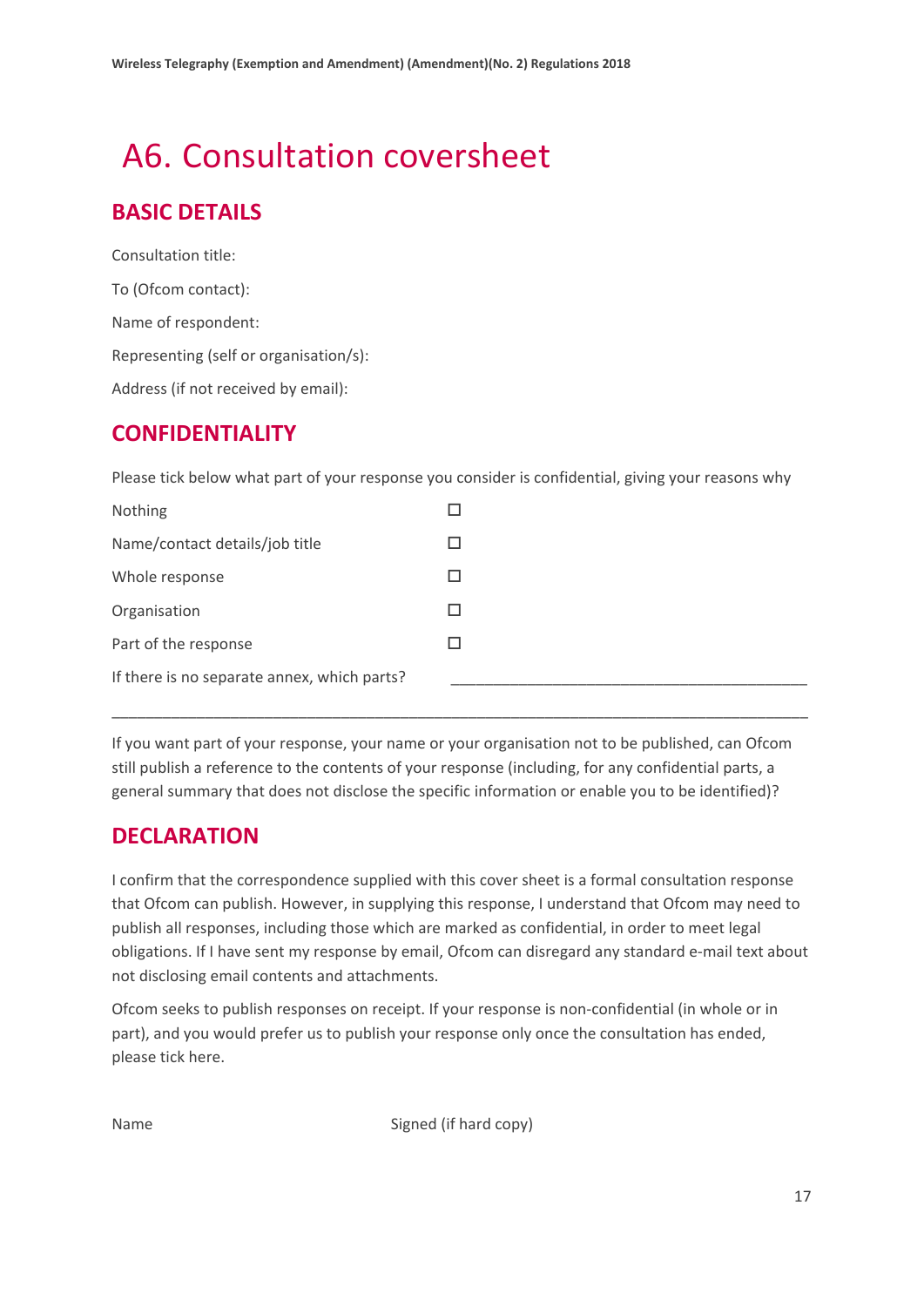# A6. Consultation coversheet

## BASIC DETAILS

Consultation title:

To (Ofcom contact):

Name of respondent:

Representing (self or organisation/s):

Address (if not received by email):

## CONFIDENTIALITY

Please tick below what part of your response you consider is confidential, giving your reasons why

| | |
|---|---|
| Nothing | ☐ |
| Name/contact details/job title | ☐ |
| Whole response | ☐ |
| Organisation | ☐ |
| Part of the response | ☐ |
| If there is no separate annex, which parts? | ____________________________________________ |

_____________________________________________________________________________________

If you want part of your response, your name or your organisation not to be published, can Ofcom still publish a reference to the contents of your response (including, for any confidential parts, a general summary that does not disclose the specific information or enable you to be identified)?

## DECLARATION

I confirm that the correspondence supplied with this cover sheet is a formal consultation response that Ofcom can publish. However, in supplying this response, I understand that Ofcom may need to publish all responses, including those which are marked as confidential, in order to meet legal obligations. If I have sent my response by email, Ofcom can disregard any standard e-mail text about not disclosing email contents and attachments.

Ofcom seeks to publish responses on receipt. If your response is non-confidential (in whole or in part), and you would prefer us to publish your response only once the consultation has ended, please tick here.

Name                                                    Signed (if hard copy)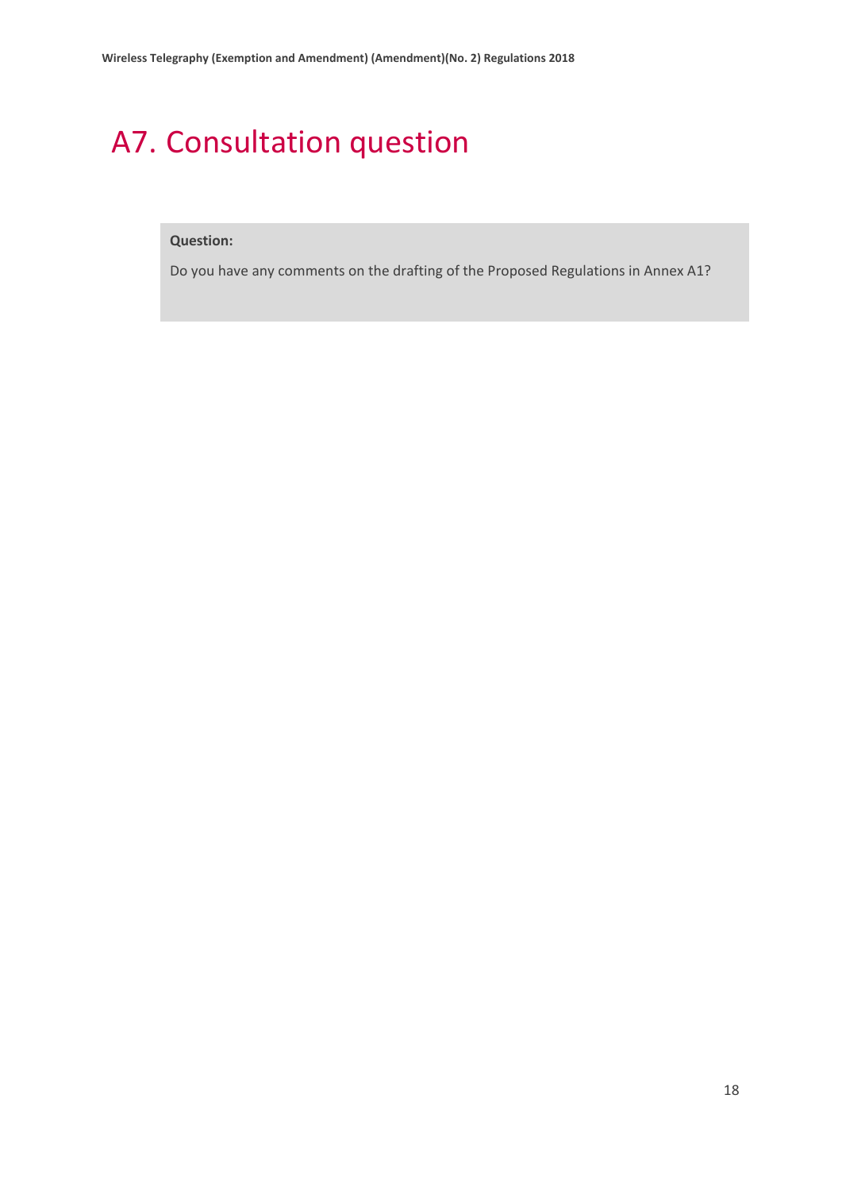# A7. Consultation question

**Question:**

Do you have any comments on the drafting of the Proposed Regulations in Annex A1?